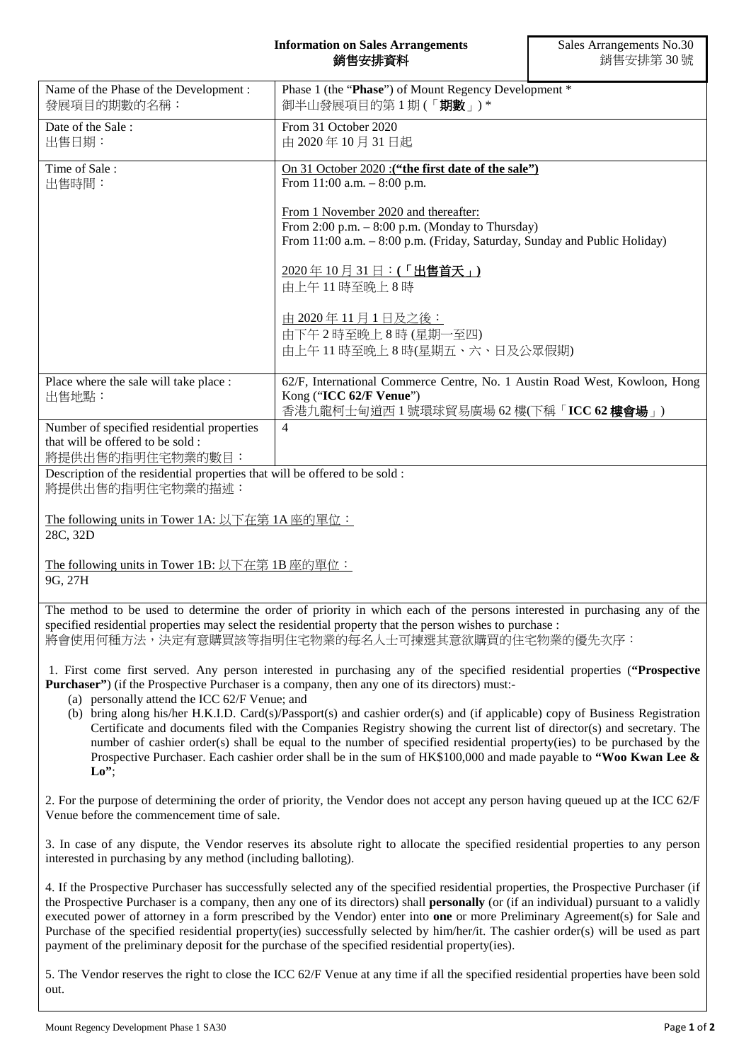**Information on Sales Arrangements**
**銷售安排資料**

Sales Arrangements No.30
銷售安排第 30 號

| Name of the Phase of the Development :<br>發展項目的期數的名稱： | Phase 1 (the "**Phase**") of Mount Regency Development *<br>御半山發展項目的第 1 期 (「**期數**」) * |
|---|---|
| Date of the Sale :<br>出售日期： | From 31 October 2020<br>由 2020 年 10 月 31 日起 |
| Time of Sale :<br>出售時間： | On 31 October 2020 :**("the first date of the sale")**<br>From 11:00 a.m. – 8:00 p.m.<br><br>From 1 November 2020 and thereafter:<br>From 2:00 p.m. – 8:00 p.m. (Monday to Thursday)<br>From 11:00 a.m. – 8:00 p.m. (Friday, Saturday, Sunday and Public Holiday)<br><br>2020 年 10 月 31 日：**(「出售首天」)**<br>由上午 11 時至晚上 8 時<br><br>由 2020 年 11 月 1 日及之後：<br>由下午 2 時至晚上 8 時 (星期一至四)<br>由上午 11 時至晚上 8 時(星期五、六、日及公眾假期) |
| Place where the sale will take place :<br>出售地點： | 62/F, International Commerce Centre, No. 1 Austin Road West, Kowloon, Hong Kong ("**ICC 62/F Venue**")<br>香港九龍柯士甸道西 1 號環球貿易廣場 62 樓(下稱「**ICC 62 樓會場**」) |
| Number of specified residential properties that will be offered to be sold :<br>將提供出售的指明住宅物業的數目： | 4 |

Description of the residential properties that will be offered to be sold :
將提供出售的指明住宅物業的描述：

The following units in Tower 1A: 以下在第 1A 座的單位：
28C, 32D

The following units in Tower 1B: 以下在第 1B 座的單位：
9G, 27H

The method to be used to determine the order of priority in which each of the persons interested in purchasing any of the specified residential properties may select the residential property that the person wishes to purchase :
將會使用何種方法，決定有意購買該等指明住宅物業的每名人士可揀選其意欲購買的住宅物業的優先次序：

1. First come first served. Any person interested in purchasing any of the specified residential properties (**"Prospective Purchaser"**) (if the Prospective Purchaser is a company, then any one of its directors) must:-
   (a) personally attend the ICC 62/F Venue; and
   (b) bring along his/her H.K.I.D. Card(s)/Passport(s) and cashier order(s) and (if applicable) copy of Business Registration Certificate and documents filed with the Companies Registry showing the current list of director(s) and secretary. The number of cashier order(s) shall be equal to the number of specified residential property(ies) to be purchased by the Prospective Purchaser. Each cashier order shall be in the sum of HK$100,000 and made payable to **"Woo Kwan Lee & Lo"**;

2. For the purpose of determining the order of priority, the Vendor does not accept any person having queued up at the ICC 62/F Venue before the commencement time of sale.

3. In case of any dispute, the Vendor reserves its absolute right to allocate the specified residential properties to any person interested in purchasing by any method (including balloting).

4. If the Prospective Purchaser has successfully selected any of the specified residential properties, the Prospective Purchaser (if the Prospective Purchaser is a company, then any one of its directors) shall **personally** (or (if an individual) pursuant to a validly executed power of attorney in a form prescribed by the Vendor) enter into **one** or more Preliminary Agreement(s) for Sale and Purchase of the specified residential property(ies) successfully selected by him/her/it. The cashier order(s) will be used as part payment of the preliminary deposit for the purchase of the specified residential property(ies).

5. The Vendor reserves the right to close the ICC 62/F Venue at any time if all the specified residential properties have been sold out.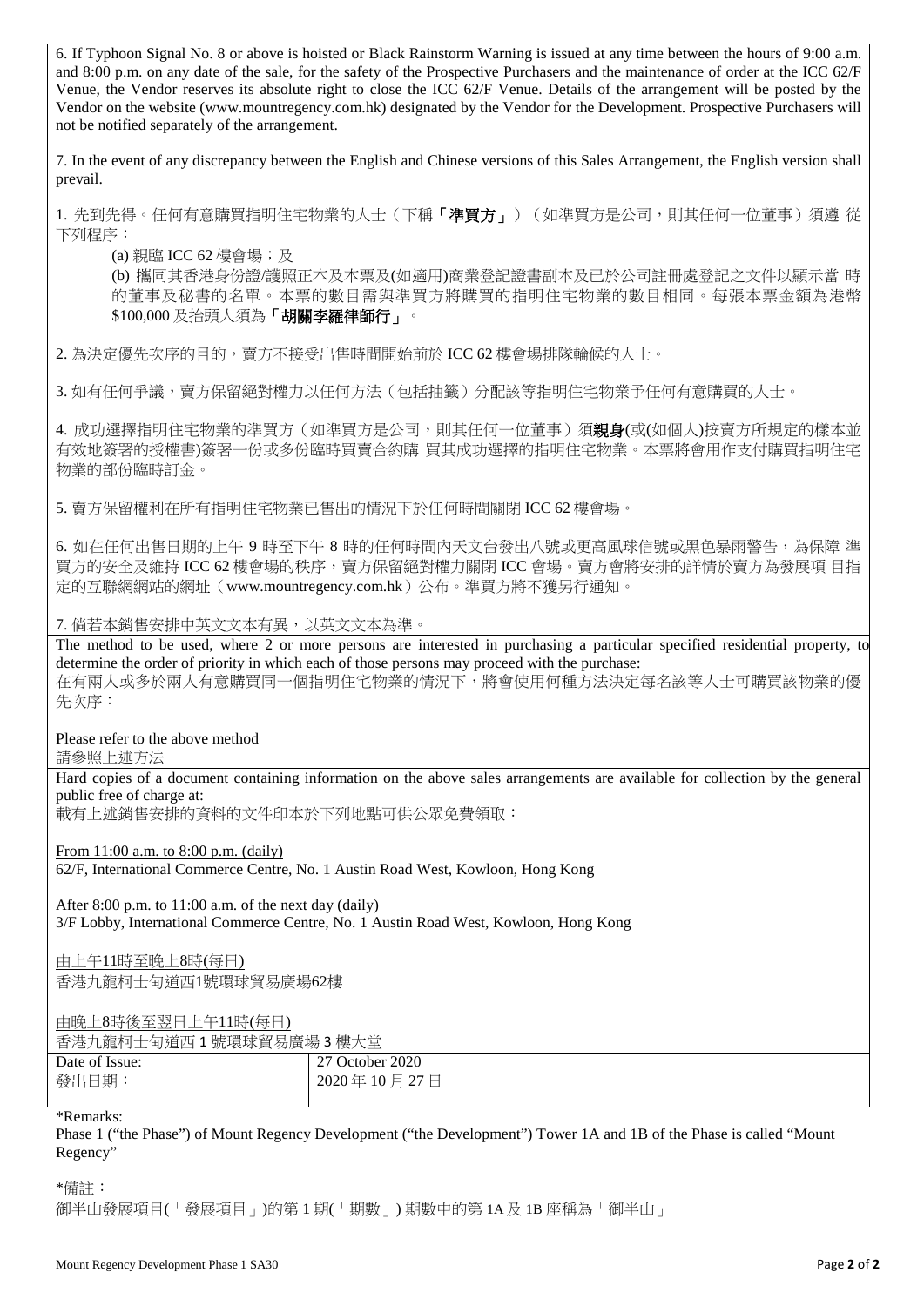6. If Typhoon Signal No. 8 or above is hoisted or Black Rainstorm Warning is issued at any time between the hours of 9:00 a.m. and 8:00 p.m. on any date of the sale, for the safety of the Prospective Purchasers and the maintenance of order at the ICC 62/F Venue, the Vendor reserves its absolute right to close the ICC 62/F Venue. Details of the arrangement will be posted by the Vendor on the website (www.mountregency.com.hk) designated by the Vendor for the Development. Prospective Purchasers will not be notified separately of the arrangement.

7. In the event of any discrepancy between the English and Chinese versions of this Sales Arrangement, the English version shall prevail.

1. 先到先得。任何有意購買指明住宅物業的人士（下稱**「準買方」**）（如準買方是公司，則其任何一位董事）須遵 從下列程序：

(a) 親臨 ICC 62 樓會場；及

(b) 攜同其香港身份證/護照正本及本票及(如適用)商業登記證書副本及已於公司註冊處登記之文件以顯示當 時的董事及秘書的名單。本票的數目需與準買方將購買的指明住宅物業的數目相同。每張本票金額為港幣 $100,000 及抬頭人須為**「胡關李羅律師行」**。

2. 為決定優先次序的目的，賣方不接受出售時間開始前於 ICC 62 樓會場排隊輪候的人士。

3. 如有任何爭議，賣方保留絕對權力以任何方法（包括抽籤）分配該等指明住宅物業予任何有意購買的人士。

4. 成功選擇指明住宅物業的準買方（如準買方是公司，則其任何一位董事）須**親身**(或(如個人)按賣方所規定的樣本並有效地簽署的授權書)簽署一份或多份臨時買賣合約購 買其成功選擇的指明住宅物業。本票將會用作支付購買指明住宅物業的部份臨時訂金。

5. 賣方保留權利在所有指明住宅物業已售出的情況下於任何時間關閉 ICC 62 樓會場。

6. 如在任何出售日期的上午 9 時至下午 8 時的任何時間內天文台發出八號或更高風球信號或黑色暴雨警告，為保障 準買方的安全及維持 ICC 62 樓會場的秩序，賣方保留絕對權力關閉 ICC 會場。賣方會將安排的詳情於賣方為發展項 目指定的互聯網網站的網址（www.mountregency.com.hk）公布。準買方將不獲另行通知。

7. 倘若本銷售安排中英文文本有異，以英文文本為準。

The method to be used, where 2 or more persons are interested in purchasing a particular specified residential property, to determine the order of priority in which each of those persons may proceed with the purchase:
在有兩人或多於兩人有意購買同一個指明住宅物業的情況下，將會使用何種方法決定每名該等人士可購買該物業的優先次序：

Please refer to the above method
請參照上述方法

Hard copies of a document containing information on the above sales arrangements are available for collection by the general public free of charge at:
載有上述銷售安排的資料的文件印本於下列地點可供公眾免費領取：

From 11:00 a.m. to 8:00 p.m. (daily)
62/F, International Commerce Centre, No. 1 Austin Road West, Kowloon, Hong Kong

After 8:00 p.m. to 11:00 a.m. of the next day (daily)
3/F Lobby, International Commerce Centre, No. 1 Austin Road West, Kowloon, Hong Kong

由上午11時至晚上8時(每日)
香港九龍柯士甸道西1號環球貿易廣場62樓

由晚上8時後至翌日上午11時(每日)
香港九龍柯士甸道西 1 號環球貿易廣場 3 樓大堂

| | |
|---|---|
| Date of Issue:<br>發出日期： | 27 October 2020<br>2020 年 10 月 27 日 |

*Remarks:
Phase 1 ("the Phase") of Mount Regency Development ("the Development") Tower 1A and 1B of the Phase is called "Mount Regency"

*備註：
御半山發展項目(「發展項目」)的第 1 期(「期數」) 期數中的第 1A 及 1B 座稱為「御半山」

Mount Regency Development Phase 1 SA30